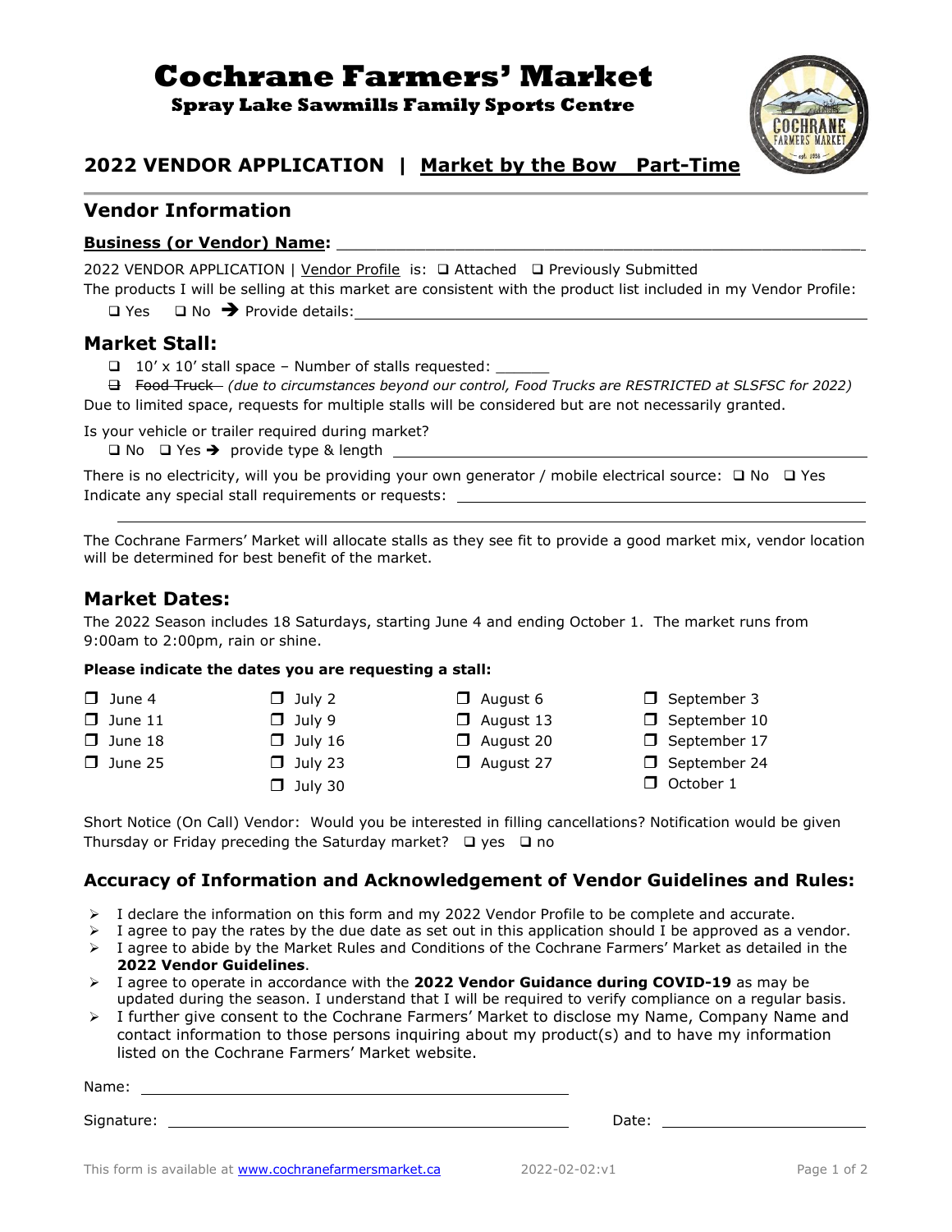# Cochrane Farmers' Market

**Spray Lake Sawmills Family Sports Centre**

## 2022 VENDOR APPLICATION | Market by the Bow Part-Time

## Vendor Information

**Business (or Vendor) Name:** ______________________________

2022 VENDOR APPLICATION | Vendor Profile is: ❑ Attached ❑ Previously Submitted

The products I will be selling at this market are consistent with the product list included in my Vendor Profile:

❑ Yes ❑ No ➔ Provide details: ______________________________

## Market Stall:

- ❑ 10' x 10' stall space – Number of stalls requested: ______
- ❑ ~~Food Truck~~ *(due to circumstances beyond our control, Food Trucks are RESTRICTED at SLSFSC for 2022)*

Due to limited space, requests for multiple stalls will be considered but are not necessarily granted.

Is your vehicle or trailer required during market?

❑ No ❑ Yes ➔ provide type & length ______________________________

There is no electricity, will you be providing your own generator / mobile electrical source: ❑ No ❑ Yes

Indicate any special stall requirements or requests: ______________________________

______________________________

The Cochrane Farmers' Market will allocate stalls as they see fit to provide a good market mix, vendor location will be determined for best benefit of the market.

## Market Dates:

The 2022 Season includes 18 Saturdays, starting June 4 and ending October 1. The market runs from 9:00am to 2:00pm, rain or shine.

**Please indicate the dates you are requesting a stall:**

| | | | |
|---|---|---|---|
| ❑ June 4 | ❑ July 2 | ❑ August 6 | ❑ September 3 |
| ❑ June 11 | ❑ July 9 | ❑ August 13 | ❑ September 10 |
| ❑ June 18 | ❑ July 16 | ❑ August 20 | ❑ September 17 |
| ❑ June 25 | ❑ July 23 | ❑ August 27 | ❑ September 24 |
| | ❑ July 30 | | ❑ October 1 |

Short Notice (On Call) Vendor: Would you be interested in filling cancellations? Notification would be given Thursday or Friday preceding the Saturday market? ❑ yes ❑ no

## Accuracy of Information and Acknowledgement of Vendor Guidelines and Rules:

- I declare the information on this form and my 2022 Vendor Profile to be complete and accurate.
- I agree to pay the rates by the due date as set out in this application should I be approved as a vendor.
- I agree to abide by the Market Rules and Conditions of the Cochrane Farmers' Market as detailed in the **2022 Vendor Guidelines**.
- I agree to operate in accordance with the **2022 Vendor Guidance during COVID-19** as may be updated during the season. I understand that I will be required to verify compliance on a regular basis.
- I further give consent to the Cochrane Farmers' Market to disclose my Name, Company Name and contact information to those persons inquiring about my product(s) and to have my information listed on the Cochrane Farmers' Market website.

Name: ______________________________

Signature: ______________________________ Date: ______________

This form is available at www.cochranefarmersmarket.ca 2022-02-02:v1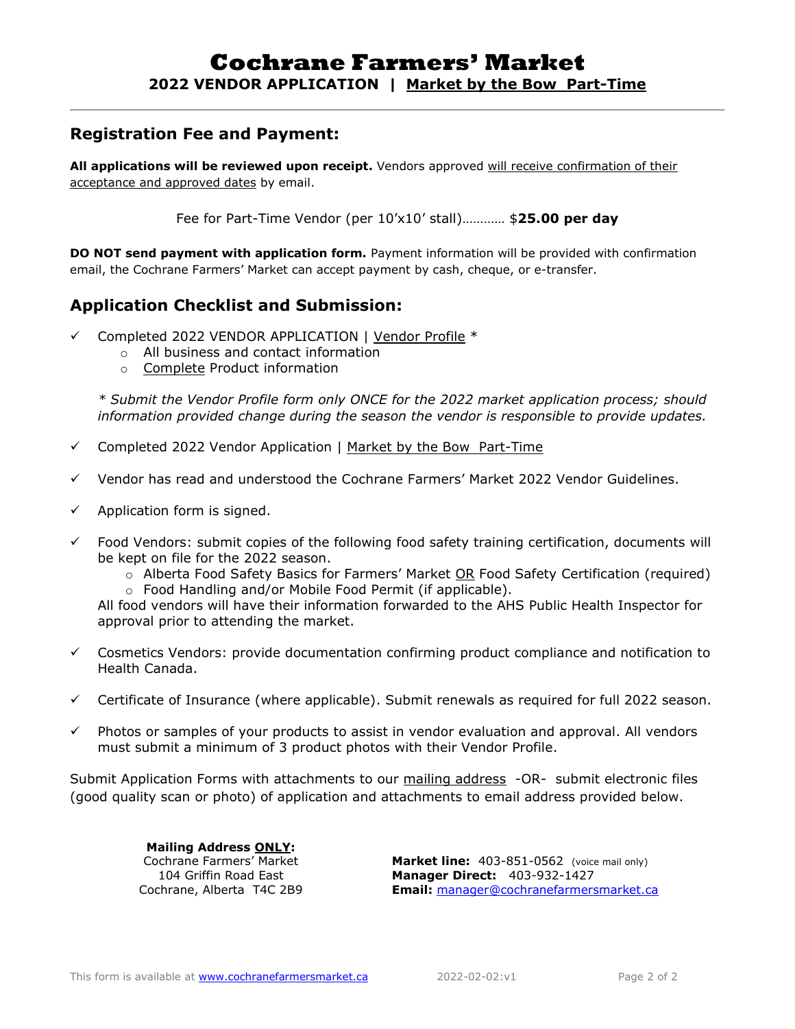# Cochrane Farmers' Market

**2022 VENDOR APPLICATION | Market by the Bow Part-Time**

## Registration Fee and Payment:

**All applications will be reviewed upon receipt.** Vendors approved will receive confirmation of their acceptance and approved dates by email.

Fee for Part-Time Vendor (per 10'x10' stall)………… $**25.00 per day**

**DO NOT send payment with application form.** Payment information will be provided with confirmation email, the Cochrane Farmers' Market can accept payment by cash, cheque, or e-transfer.

## Application Checklist and Submission:

- ✓ Completed 2022 VENDOR APPLICATION | Vendor Profile *
  - All business and contact information
  - Complete Product information

  *\* Submit the Vendor Profile form only ONCE for the 2022 market application process; should information provided change during the season the vendor is responsible to provide updates.*

- ✓ Completed 2022 Vendor Application | Market by the Bow Part-Time

- ✓ Vendor has read and understood the Cochrane Farmers' Market 2022 Vendor Guidelines.

- ✓ Application form is signed.

- ✓ Food Vendors: submit copies of the following food safety training certification, documents will be kept on file for the 2022 season.
  - Alberta Food Safety Basics for Farmers' Market OR Food Safety Certification (required)
  - Food Handling and/or Mobile Food Permit (if applicable).

  All food vendors will have their information forwarded to the AHS Public Health Inspector for approval prior to attending the market.

- ✓ Cosmetics Vendors: provide documentation confirming product compliance and notification to Health Canada.

- ✓ Certificate of Insurance (where applicable). Submit renewals as required for full 2022 season.

- ✓ Photos or samples of your products to assist in vendor evaluation and approval. All vendors must submit a minimum of 3 product photos with their Vendor Profile.

Submit Application Forms with attachments to our mailing address -OR- submit electronic files (good quality scan or photo) of application and attachments to email address provided below.

**Mailing Address ONLY:**
Cochrane Farmers' Market
104 Griffin Road East
Cochrane, Alberta T4C 2B9

**Market line:** 403-851-0562 (voice mail only)
**Manager Direct:** 403-932-1427
**Email:** manager@cochranefarmersmarket.ca

This form is available at www.cochranefarmersmarket.ca 2022-02-02:v1